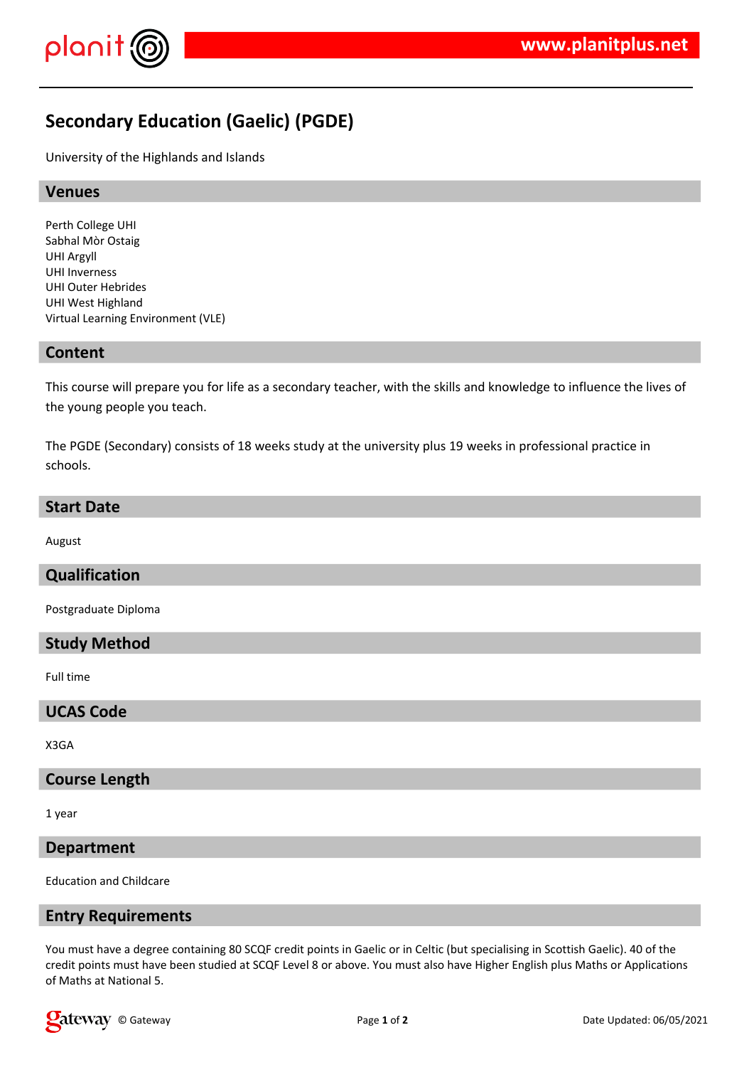# Secondary Education (Gaelic) (PGDE)

University of the Highlands and Islands

## Venues

Perth College UHI
Sabhal Mòr Ostaig
UHI Argyll
UHI Inverness
UHI Outer Hebrides
UHI West Highland
Virtual Learning Environment (VLE)

## Content

This course will prepare you for life as a secondary teacher, with the skills and knowledge to influence the lives of the young people you teach.

The PGDE (Secondary) consists of 18 weeks study at the university plus 19 weeks in professional practice in schools.

## Start Date

August

## Qualification

Postgraduate Diploma

## Study Method

Full time

## UCAS Code

X3GA

## Course Length

1 year

## Department

Education and Childcare

## Entry Requirements

You must have a degree containing 80 SCQF credit points in Gaelic or in Celtic (but specialising in Scottish Gaelic). 40 of the credit points must have been studied at SCQF Level 8 or above. You must also have Higher English plus Maths or Applications of Maths at National 5.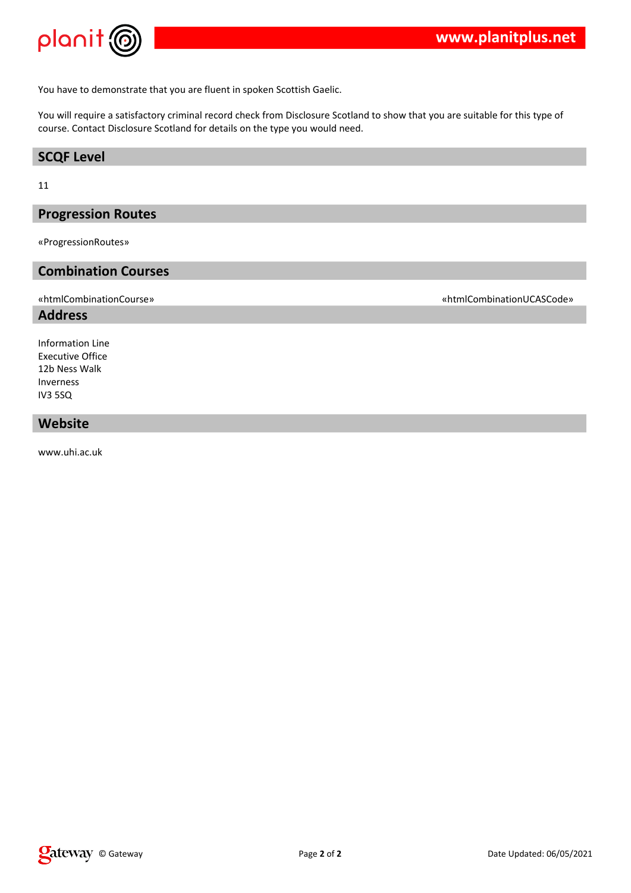You have to demonstrate that you are fluent in spoken Scottish Gaelic.

You will require a satisfactory criminal record check from Disclosure Scotland to show that you are suitable for this type of course. Contact Disclosure Scotland for details on the type you would need.

## SCQF Level

11

## Progression Routes

«ProgressionRoutes»

## Combination Courses

«htmlCombinationCourse» «htmlCombinationUCASCode»

## Address

Information Line
Executive Office
12b Ness Walk
Inverness
IV3 5SQ

## Website

www.uhi.ac.uk